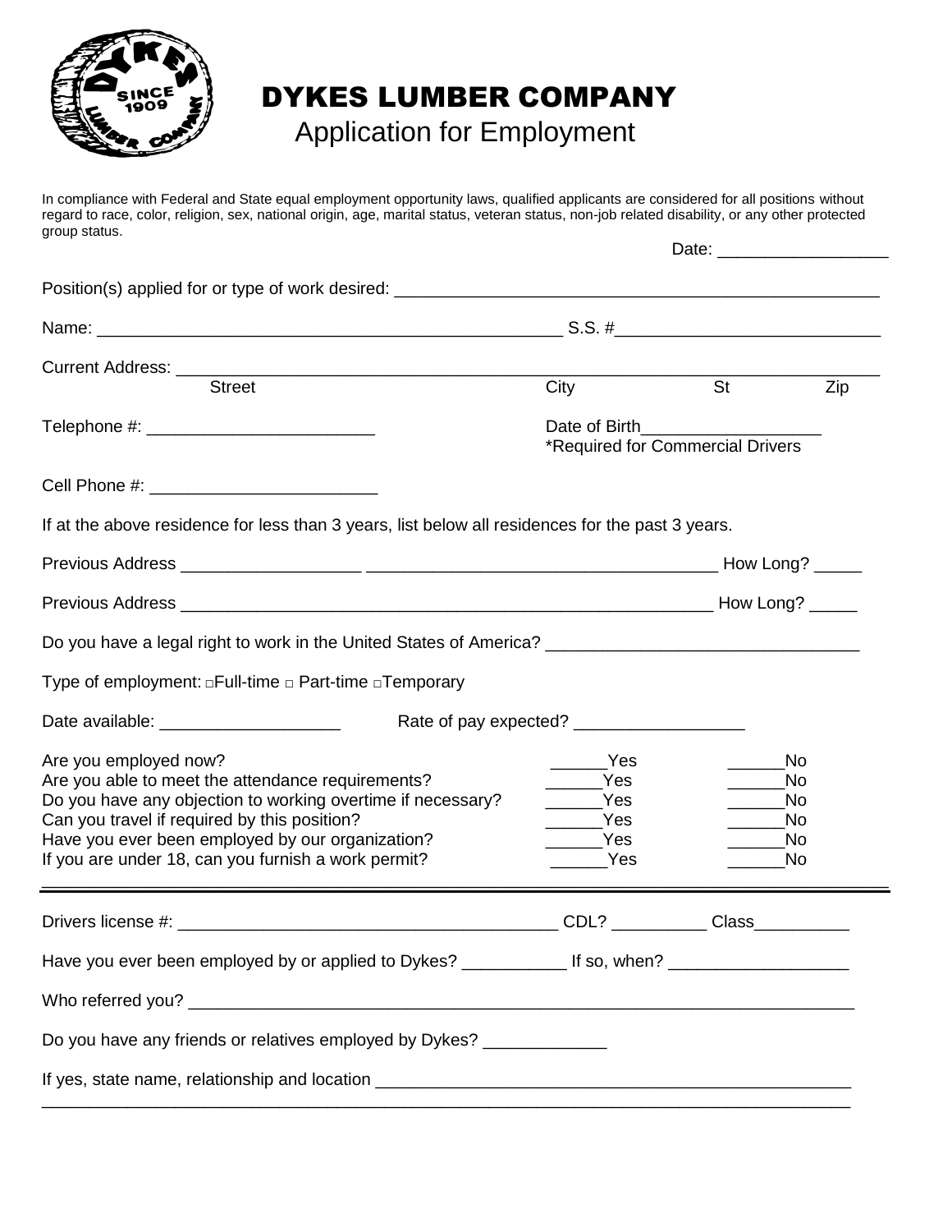# DYKES LUMBER COMPANY

## Application for Employment

In compliance with Federal and State equal employment opportunity laws, qualified applicants are considered for all positions without regard to race, color, religion, sex, national origin, age, marital status, veteran status, non-job related disability, or any other protected group status.

Date: __________________

Position(s) applied for or type of work desired: ____________________________________________________

Name: __________________________________________________ S.S. #___________________________

Current Address: ___________________________________________________________________________
Street City St Zip

Telephone #: ________________________ Date of Birth___________________
*Required for Commercial Drivers

Cell Phone #: ________________________

If at the above residence for less than 3 years, list below all residences for the past 3 years.

Previous Address ___________________ ____________________________________ How Long? _____

Previous Address _________________________________________________________ How Long? _____

Do you have a legal right to work in the United States of America? ________________________________

Type of employment: □Full-time □ Part-time □Temporary

Date available: ___________________ Rate of pay expected? __________________

| | | |
|---|---|---|
| Are you employed now? | ______Yes | ______No |
| Are you able to meet the attendance requirements? | ______Yes | ______No |
| Do you have any objection to working overtime if necessary? | ______Yes | ______No |
| Can you travel if required by this position? | ______Yes | ______No |
| Have you ever been employed by our organization? | ______Yes | ______No |
| If you are under 18, can you furnish a work permit? | ______Yes | ______No |

---

Drivers license #: _______________________________________ CDL? __________ Class__________

Have you ever been employed by or applied to Dykes? ___________ If so, when? ___________________

Who referred you? _________________________________________________________________________

Do you have any friends or relatives employed by Dykes? _____________

If yes, state name, relationship and location _____________________________________________________
______________________________________________________________________________________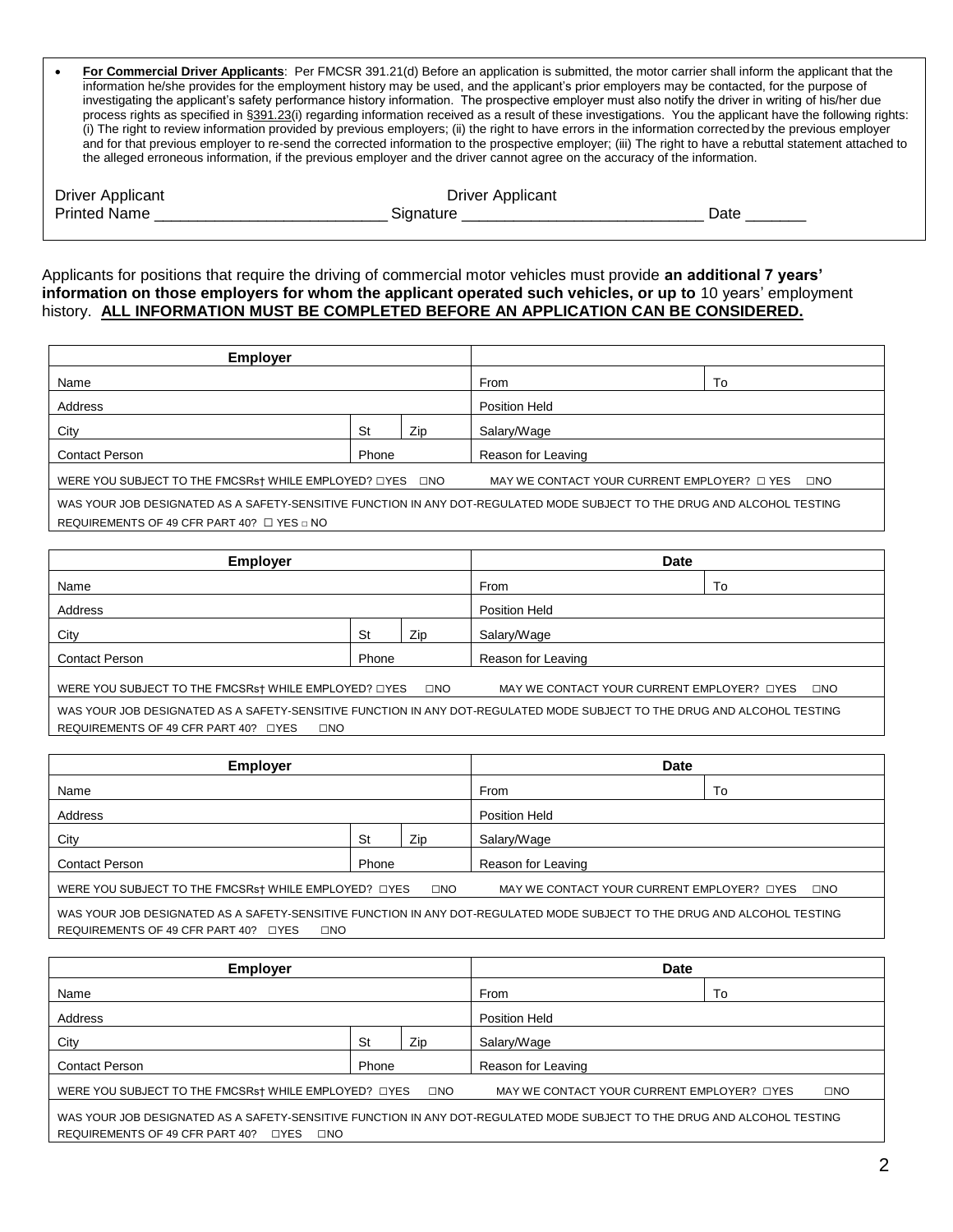- **For Commercial Driver Applicants**: Per FMCSR 391.21(d) Before an application is submitted, the motor carrier shall inform the applicant that the information he/she provides for the employment history may be used, and the applicant's prior employers may be contacted, for the purpose of investigating the applicant's safety performance history information. The prospective employer must also notify the driver in writing of his/her due process rights as specified in §391.23(i) regarding information received as a result of these investigations. You the applicant have the following rights: (i) The right to review information provided by previous employers; (ii) the right to have errors in the information corrected by the previous employer and for that previous employer to re-send the corrected information to the prospective employer; (iii) The right to have a rebuttal statement attached to the alleged erroneous information, if the previous employer and the driver cannot agree on the accuracy of the information.

Driver Applicant Printed Name ___________________________ Driver Applicant Signature ____________________________ Date _______

Applicants for positions that require the driving of commercial motor vehicles must provide **an additional 7 years' information on those employers for whom the applicant operated such vehicles, or up to** 10 years' employment history. **ALL INFORMATION MUST BE COMPLETED BEFORE AN APPLICATION CAN BE CONSIDERED.**

| Employer | | | | |
|---|---|---|---|---|
| Name | | | From | To |
| Address | | | Position Held | |
| City | St | Zip | Salary/Wage | |
| Contact Person | Phone | | Reason for Leaving | |
| WERE YOU SUBJECT TO THE FMCSRs† WHILE EMPLOYED? ☐YES ☐NO | | | MAY WE CONTACT YOUR CURRENT EMPLOYER? ☐ YES ☐NO | |
| WAS YOUR JOB DESIGNATED AS A SAFETY-SENSITIVE FUNCTION IN ANY DOT-REGULATED MODE SUBJECT TO THE DRUG AND ALCOHOL TESTING REQUIREMENTS OF 49 CFR PART 40? ☐ YES ☐ NO | | | | |

| Employer | | | Date | |
|---|---|---|---|---|
| Name | | | From | To |
| Address | | | Position Held | |
| City | St | Zip | Salary/Wage | |
| Contact Person | Phone | | Reason for Leaving | |
| WERE YOU SUBJECT TO THE FMCSRs† WHILE EMPLOYED? ☐YES ☐NO | | | MAY WE CONTACT YOUR CURRENT EMPLOYER? ☐YES ☐NO | |
| WAS YOUR JOB DESIGNATED AS A SAFETY-SENSITIVE FUNCTION IN ANY DOT-REGULATED MODE SUBJECT TO THE DRUG AND ALCOHOL TESTING REQUIREMENTS OF 49 CFR PART 40? ☐YES ☐NO | | | | |

| Employer | | | Date | |
|---|---|---|---|---|
| Name | | | From | To |
| Address | | | Position Held | |
| City | St | Zip | Salary/Wage | |
| Contact Person | Phone | | Reason for Leaving | |
| WERE YOU SUBJECT TO THE FMCSRs† WHILE EMPLOYED? ☐YES ☐NO | | | MAY WE CONTACT YOUR CURRENT EMPLOYER? ☐YES ☐NO | |
| WAS YOUR JOB DESIGNATED AS A SAFETY-SENSITIVE FUNCTION IN ANY DOT-REGULATED MODE SUBJECT TO THE DRUG AND ALCOHOL TESTING REQUIREMENTS OF 49 CFR PART 40? ☐YES ☐NO | | | | |

| Employer | | | Date | |
|---|---|---|---|---|
| Name | | | From | To |
| Address | | | Position Held | |
| City | St | Zip | Salary/Wage | |
| Contact Person | Phone | | Reason for Leaving | |
| WERE YOU SUBJECT TO THE FMCSRs† WHILE EMPLOYED? ☐YES ☐NO | | | MAY WE CONTACT YOUR CURRENT EMPLOYER? ☐YES ☐NO | |
| WAS YOUR JOB DESIGNATED AS A SAFETY-SENSITIVE FUNCTION IN ANY DOT-REGULATED MODE SUBJECT TO THE DRUG AND ALCOHOL TESTING REQUIREMENTS OF 49 CFR PART 40? ☐YES ☐NO | | | | |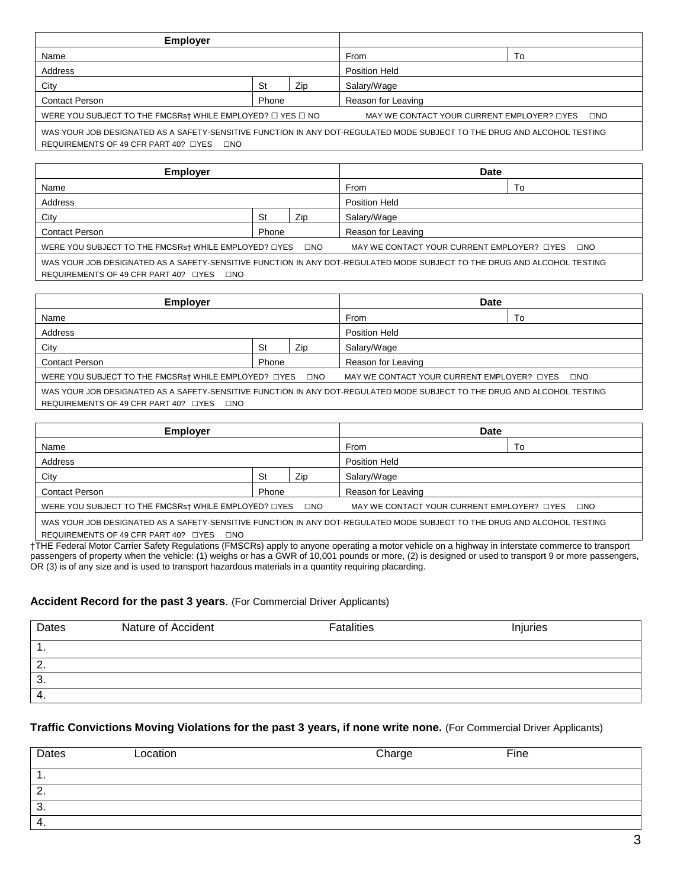| Employer | | | | |
|---|---|---|---|---|
| Name | | | From | To |
| Address | | | Position Held | |
| City | St | Zip | Salary/Wage | |
| Contact Person | Phone | | Reason for Leaving | |
| WERE YOU SUBJECT TO THE FMCSRs† WHILE EMPLOYED? ☐ YES ☐ NO | | | MAY WE CONTACT YOUR CURRENT EMPLOYER? ☐YES ☐NO | |
| WAS YOUR JOB DESIGNATED AS A SAFETY-SENSITIVE FUNCTION IN ANY DOT-REGULATED MODE SUBJECT TO THE DRUG AND ALCOHOL TESTING REQUIREMENTS OF 49 CFR PART 40? ☐YES ☐NO | | | | |

| Employer | | | Date | |
|---|---|---|---|---|
| Name | | | From | To |
| Address | | | Position Held | |
| City | St | Zip | Salary/Wage | |
| Contact Person | Phone | | Reason for Leaving | |
| WERE YOU SUBJECT TO THE FMCSRs† WHILE EMPLOYED? ☐YES ☐NO | | | MAY WE CONTACT YOUR CURRENT EMPLOYER? ☐YES ☐NO | |
| WAS YOUR JOB DESIGNATED AS A SAFETY-SENSITIVE FUNCTION IN ANY DOT-REGULATED MODE SUBJECT TO THE DRUG AND ALCOHOL TESTING REQUIREMENTS OF 49 CFR PART 40? ☐YES ☐NO | | | | |

| Employer | | | Date | |
|---|---|---|---|---|
| Name | | | From | To |
| Address | | | Position Held | |
| City | St | Zip | Salary/Wage | |
| Contact Person | Phone | | Reason for Leaving | |
| WERE YOU SUBJECT TO THE FMCSRs† WHILE EMPLOYED? ☐YES ☐NO | | | MAY WE CONTACT YOUR CURRENT EMPLOYER? ☐YES ☐NO | |
| WAS YOUR JOB DESIGNATED AS A SAFETY-SENSITIVE FUNCTION IN ANY DOT-REGULATED MODE SUBJECT TO THE DRUG AND ALCOHOL TESTING REQUIREMENTS OF 49 CFR PART 40? ☐YES ☐NO | | | | |

| Employer | | | Date | |
|---|---|---|---|---|
| Name | | | From | To |
| Address | | | Position Held | |
| City | St | Zip | Salary/Wage | |
| Contact Person | Phone | | Reason for Leaving | |
| WERE YOU SUBJECT TO THE FMCSRs† WHILE EMPLOYED? ☐YES ☐NO | | | MAY WE CONTACT YOUR CURRENT EMPLOYER? ☐YES ☐NO | |
| WAS YOUR JOB DESIGNATED AS A SAFETY-SENSITIVE FUNCTION IN ANY DOT-REGULATED MODE SUBJECT TO THE DRUG AND ALCOHOL TESTING REQUIREMENTS OF 49 CFR PART 40? ☐YES ☐NO | | | | |

†THE Federal Motor Carrier Safety Regulations (FMSCRs) apply to anyone operating a motor vehicle on a highway in interstate commerce to transport passengers of property when the vehicle: (1) weighs or has a GWR of 10,001 pounds or more, (2) is designed or used to transport 9 or more passengers, OR (3) is of any size and is used to transport hazardous materials in a quantity requiring placarding.

**Accident Record for the past 3 years**. (For Commercial Driver Applicants)

| Dates | Nature of Accident | Fatalities | Injuries |
|---|---|---|---|
| 1. | | | |
| 2. | | | |
| 3. | | | |
| 4. | | | |

**Traffic Convictions Moving Violations for the past 3 years, if none write none.** (For Commercial Driver Applicants)

| Dates | Location | Charge | Fine |
|---|---|---|---|
| 1. | | | |
| 2. | | | |
| 3. | | | |
| 4. | | | |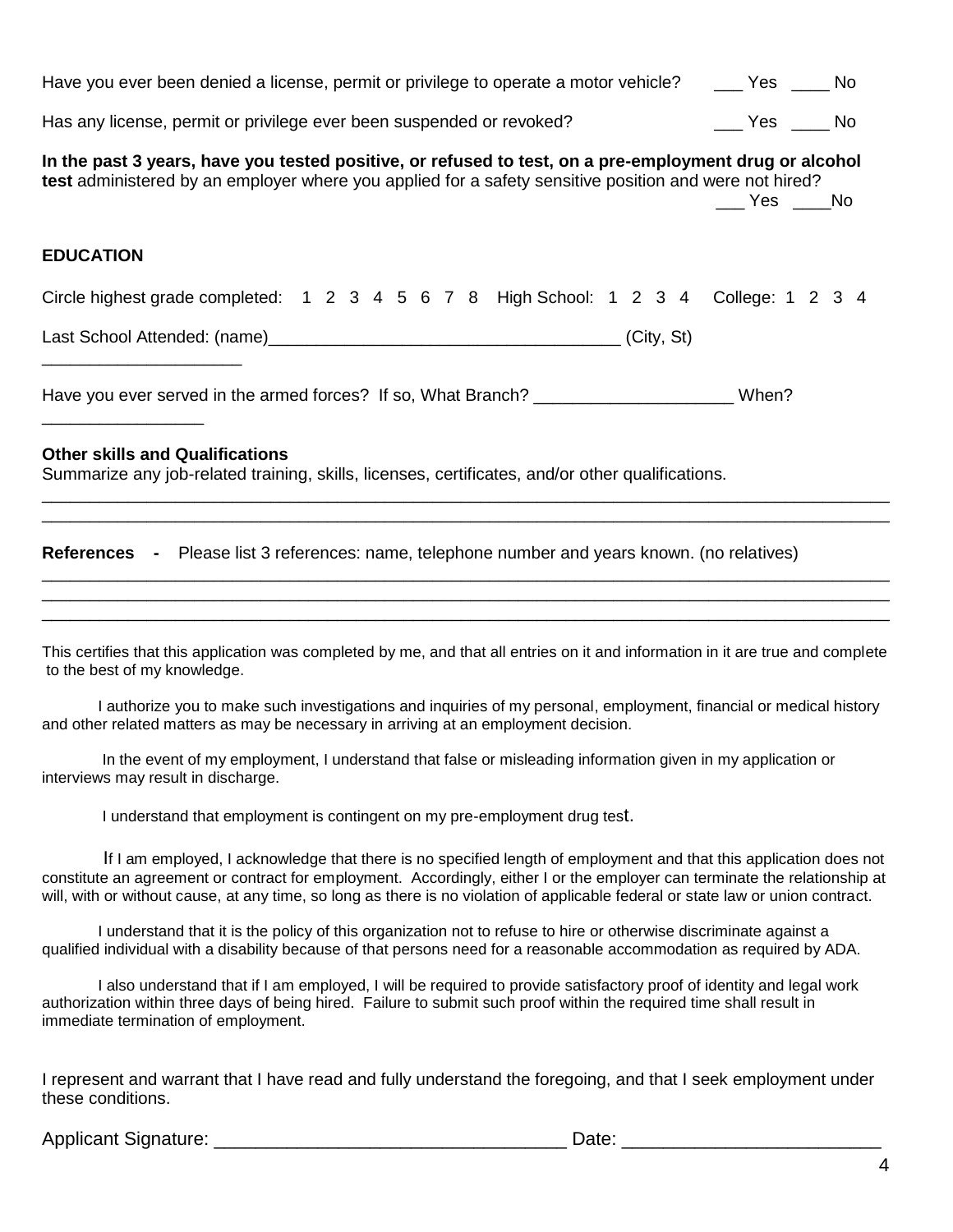Have you ever been denied a license, permit or privilege to operate a motor vehicle? ___ Yes ____ No

Has any license, permit or privilege ever been suspended or revoked? ___ Yes ____ No

**In the past 3 years, have you tested positive, or refused to test, on a pre-employment drug or alcohol test** administered by an employer where you applied for a safety sensitive position and were not hired? ___ Yes ____No

**EDUCATION**

Circle highest grade completed: 1 2 3 4 5 6 7 8 High School: 1 2 3 4 College: 1 2 3 4

Last School Attended: (name)____________________________________ (City, St) _____________________

Have you ever served in the armed forces? If so, What Branch? ____________________ When? ________________

**Other skills and Qualifications**

Summarize any job-related training, skills, licenses, certificates, and/or other qualifications.

______________________________________________________________________________________

______________________________________________________________________________________

**References -** Please list 3 references: name, telephone number and years known. (no relatives)

______________________________________________________________________________________

______________________________________________________________________________________

______________________________________________________________________________________

This certifies that this application was completed by me, and that all entries on it and information in it are true and complete to the best of my knowledge.

I authorize you to make such investigations and inquiries of my personal, employment, financial or medical history and other related matters as may be necessary in arriving at an employment decision.

In the event of my employment, I understand that false or misleading information given in my application or interviews may result in discharge.

I understand that employment is contingent on my pre-employment drug test.

If I am employed, I acknowledge that there is no specified length of employment and that this application does not constitute an agreement or contract for employment. Accordingly, either I or the employer can terminate the relationship at will, with or without cause, at any time, so long as there is no violation of applicable federal or state law or union contract.

I understand that it is the policy of this organization not to refuse to hire or otherwise discriminate against a qualified individual with a disability because of that persons need for a reasonable accommodation as required by ADA.

I also understand that if I am employed, I will be required to provide satisfactory proof of identity and legal work authorization within three days of being hired. Failure to submit such proof within the required time shall result in immediate termination of employment.

I represent and warrant that I have read and fully understand the foregoing, and that I seek employment under these conditions.

Applicant Signature: _________________________________ Date: ________________________